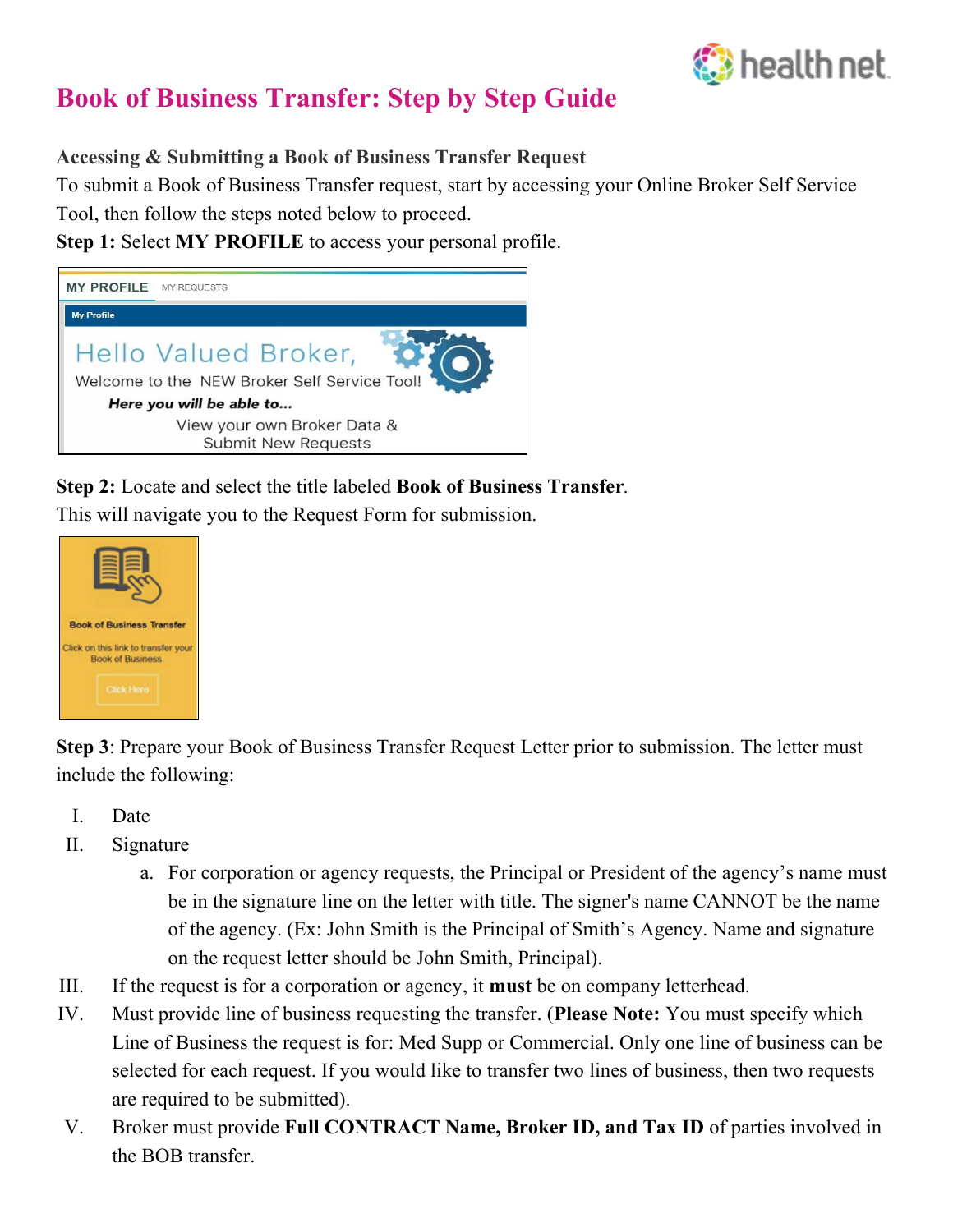# Book of Business Transfer: Step by Step Guide

**Accessing & Submitting a Book of Business Transfer Request**

To submit a Book of Business Transfer request, start by accessing your Online Broker Self Service Tool, then follow the steps noted below to proceed.

**Step 1:** Select **MY PROFILE** to access your personal profile.

**Step 2:** Locate and select the title labeled **Book of Business Transfer**.
This will navigate you to the Request Form for submission.

**Step 3**: Prepare your Book of Business Transfer Request Letter prior to submission. The letter must include the following:

I. Date

II. Signature

   a. For corporation or agency requests, the Principal or President of the agency's name must be in the signature line on the letter with title. The signer's name CANNOT be the name of the agency. (Ex: John Smith is the Principal of Smith's Agency. Name and signature on the request letter should be John Smith, Principal).

III. If the request is for a corporation or agency, it **must** be on company letterhead.

IV. Must provide line of business requesting the transfer. (**Please Note:** You must specify which Line of Business the request is for: Med Supp or Commercial. Only one line of business can be selected for each request. If you would like to transfer two lines of business, then two requests are required to be submitted).

V. Broker must provide **Full CONTRACT Name, Broker ID, and Tax ID** of parties involved in the BOB transfer.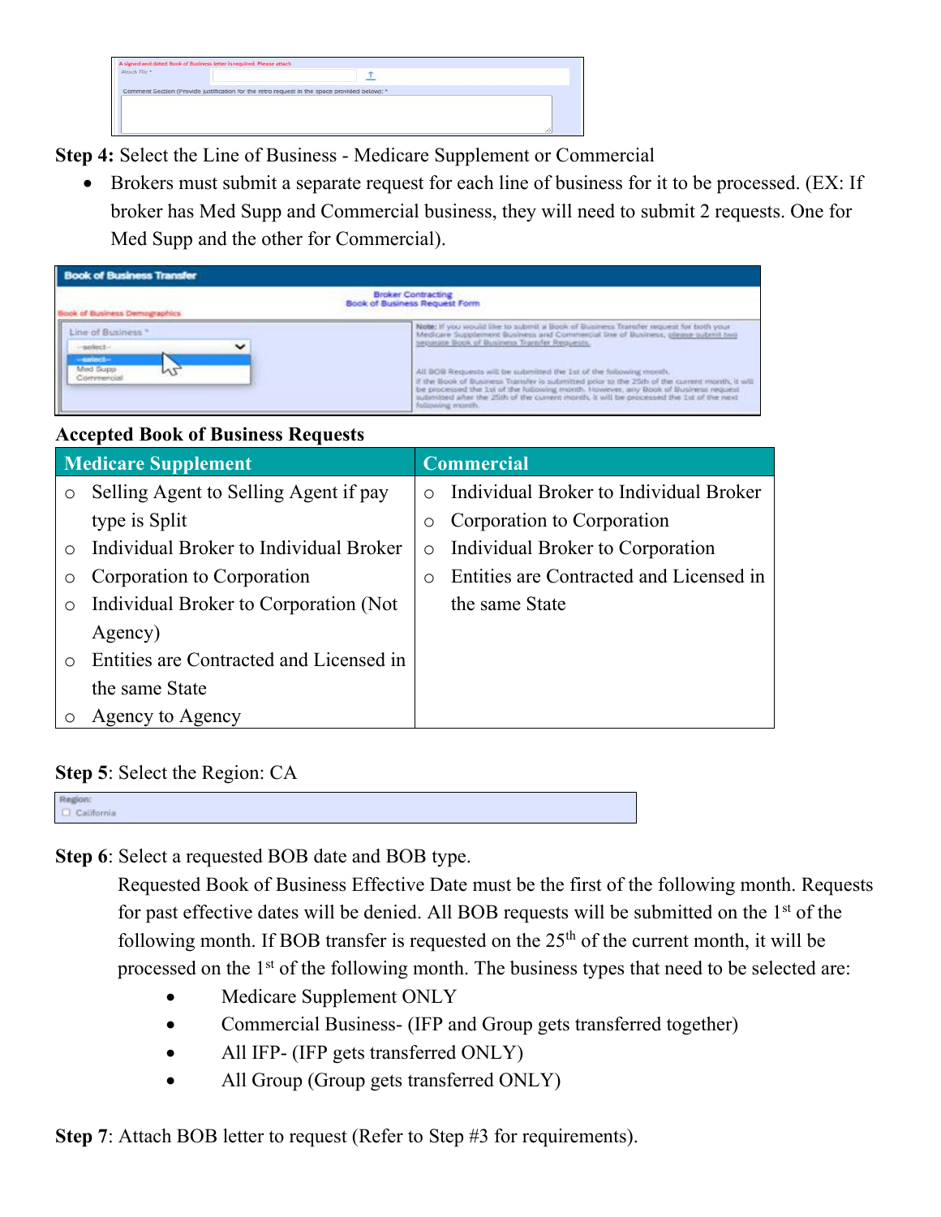**Step 4:** Select the Line of Business - Medicare Supplement or Commercial

- Brokers must submit a separate request for each line of business for it to be processed. (EX: If broker has Med Supp and Commercial business, they will need to submit 2 requests. One for Med Supp and the other for Commercial).

**Accepted Book of Business Requests**

| Medicare Supplement | Commercial |
|---|---|
| ○ Selling Agent to Selling Agent if pay type is Split<br>○ Individual Broker to Individual Broker<br>○ Corporation to Corporation<br>○ Individual Broker to Corporation (Not Agency)<br>○ Entities are Contracted and Licensed in the same State<br>○ Agency to Agency | ○ Individual Broker to Individual Broker<br>○ Corporation to Corporation<br>○ Individual Broker to Corporation<br>○ Entities are Contracted and Licensed in the same State |

**Step 5**: Select the Region: CA

**Step 6**: Select a requested BOB date and BOB type.

Requested Book of Business Effective Date must be the first of the following month. Requests for past effective dates will be denied. All BOB requests will be submitted on the 1st of the following month. If BOB transfer is requested on the 25th of the current month, it will be processed on the 1st of the following month. The business types that need to be selected are:

- Medicare Supplement ONLY
- Commercial Business- (IFP and Group gets transferred together)
- All IFP- (IFP gets transferred ONLY)
- All Group (Group gets transferred ONLY)

**Step 7**: Attach BOB letter to request (Refer to Step #3 for requirements).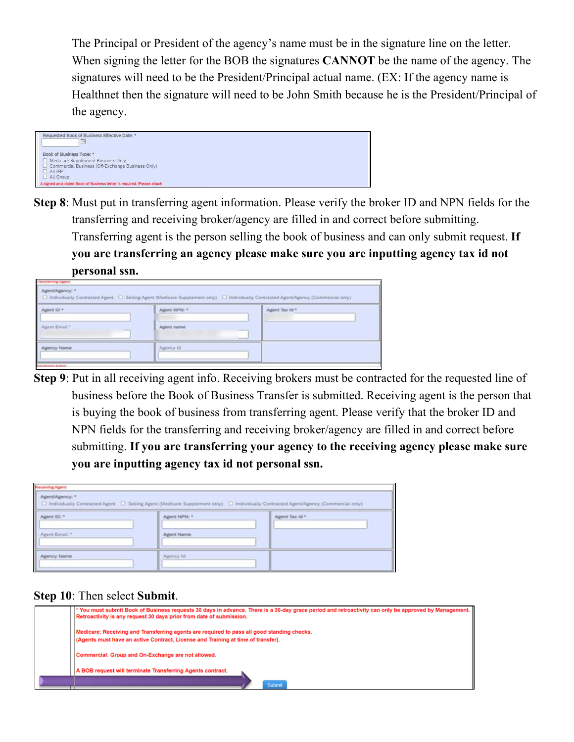The Principal or President of the agency's name must be in the signature line on the letter. When signing the letter for the BOB the signatures **CANNOT** be the name of the agency. The signatures will need to be the President/Principal actual name. (EX: If the agency name is Healthnet then the signature will need to be John Smith because he is the President/Principal of the agency.

Requested Book of Business Effective Date: *

Book of Business Type: *
- ☐ Medicare Supplement Business Only
- ☐ Commercial Business (Off-Exchange Business Only)
- ☐ All IFP
- ☐ All Group

A signed and dated Book of Business letter is required. Please attach

**Step 8**: Must put in transferring agent information. Please verify the broker ID and NPN fields for the transferring and receiving broker/agency are filled in and correct before submitting. Transferring agent is the person selling the book of business and can only submit request. **If you are transferring an agency please make sure you are inputting agency tax id not personal ssn.**

Transferring Agent

Agent/Agency: *
☐ Individually Contracted Agent ☐ Selling Agent (Medicare Supplement only) ☐ Individually Contracted Agent/Agency (Commercial only)

| Agent ID * | Agent NPN: * | Agent Tax Id * |
|---|---|---|
| Agent Email * | Agent name | |
| Agency Name | Agency Id | |

**Step 9**: Put in all receiving agent info. Receiving brokers must be contracted for the requested line of business before the Book of Business Transfer is submitted. Receiving agent is the person that is buying the book of business from transferring agent. Please verify that the broker ID and NPN fields for the transferring and receiving broker/agency are filled in and correct before submitting. **If you are transferring your agency to the receiving agency please make sure you are inputting agency tax id not personal ssn.**

Receiving Agent

Agent/Agency: *
☐ Individually Contracted Agent ☐ Selling Agent (Medicare Supplement only) ☐ Individually Contracted Agent/Agency (Commercial only)

| Agent ID: * | Agent NPN: * | Agent Tax Id * |
|---|---|---|
| Agent Email: * | Agent Name | |
| Agency Name | Agency Id | |

**Step 10**: Then select **Submit**.

* You must submit Book of Business requests 30 days in advance. There is a 30-day grace period and retroactivity can only be approved by Management. Retroactivity is any request 30 days prior from date of submission.

Medicare: Receiving and Transferring agents are required to pass all good standing checks. (Agents must have an active Contract, License and Training at time of transfer).

Commercial: Group and On-Exchange are not allowed.

A BOB request will terminate Transferring Agents contract.

Submit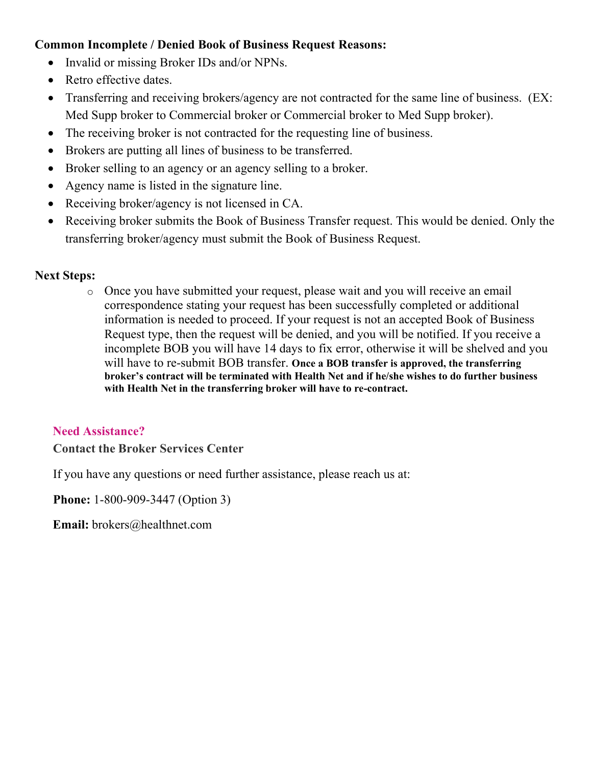**Common Incomplete / Denied Book of Business Request Reasons:**

- Invalid or missing Broker IDs and/or NPNs.
- Retro effective dates.
- Transferring and receiving brokers/agency are not contracted for the same line of business. (EX: Med Supp broker to Commercial broker or Commercial broker to Med Supp broker).
- The receiving broker is not contracted for the requesting line of business.
- Brokers are putting all lines of business to be transferred.
- Broker selling to an agency or an agency selling to a broker.
- Agency name is listed in the signature line.
- Receiving broker/agency is not licensed in CA.
- Receiving broker submits the Book of Business Transfer request. This would be denied. Only the transferring broker/agency must submit the Book of Business Request.

**Next Steps:**

- Once you have submitted your request, please wait and you will receive an email correspondence stating your request has been successfully completed or additional information is needed to proceed. If your request is not an accepted Book of Business Request type, then the request will be denied, and you will be notified. If you receive a incomplete BOB you will have 14 days to fix error, otherwise it will be shelved and you will have to re-submit BOB transfer. **Once a BOB transfer is approved, the transferring broker's contract will be terminated with Health Net and if he/she wishes to do further business with Health Net in the transferring broker will have to re-contract.**

## Need Assistance?

**Contact the Broker Services Center**

If you have any questions or need further assistance, please reach us at:

**Phone:** 1-800-909-3447 (Option 3)

**Email:** brokers@healthnet.com